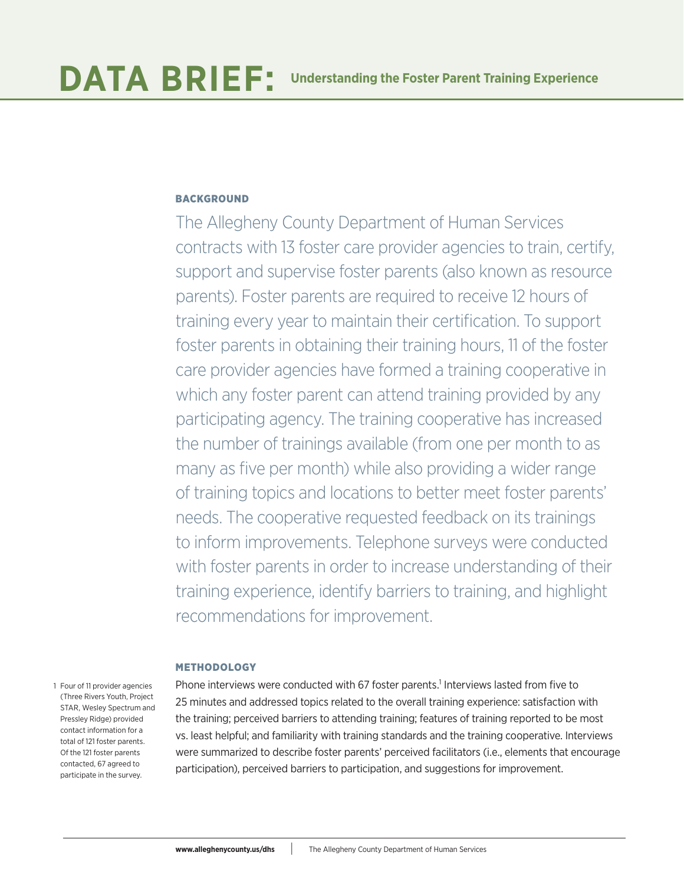# DATA BRIEF: Understanding the Foster Parent Training Experience

## BACKGROUND

The Allegheny County Department of Human Services contracts with 13 foster care provider agencies to train, certify, support and supervise foster parents (also known as resource parents). Foster parents are required to receive 12 hours of training every year to maintain their certification. To support foster parents in obtaining their training hours, 11 of the foster care provider agencies have formed a training cooperative in which any foster parent can attend training provided by any participating agency. The training cooperative has increased the number of trainings available (from one per month to as many as five per month) while also providing a wider range of training topics and locations to better meet foster parents' needs. The cooperative requested feedback on its trainings to inform improvements. Telephone surveys were conducted with foster parents in order to increase understanding of their training experience, identify barriers to training, and highlight recommendations for improvement.

## METHODOLOGY

Phone interviews were conducted with 67 foster parents.[1] Interviews lasted from five to 25 minutes and addressed topics related to the overall training experience: satisfaction with the training; perceived barriers to attending training; features of training reported to be most vs. least helpful; and familiarity with training standards and the training cooperative. Interviews were summarized to describe foster parents' perceived facilitators (i.e., elements that encourage participation), perceived barriers to participation, and suggestions for improvement.

[1] Four of 11 provider agencies (Three Rivers Youth, Project STAR, Wesley Spectrum and Pressley Ridge) provided contact information for a total of 121 foster parents. Of the 121 foster parents contacted, 67 agreed to participate in the survey.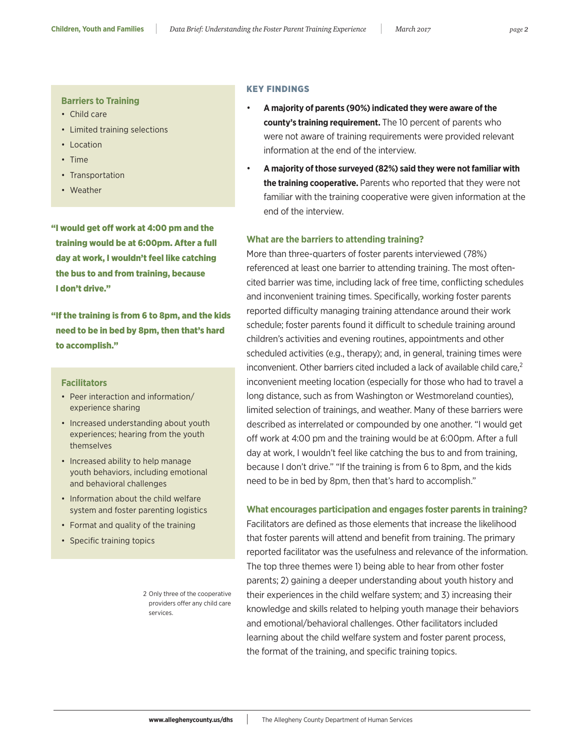## KEY FINDINGS

- **A majority of parents (90%) indicated they were aware of the county's training requirement.** The 10 percent of parents who were not aware of training requirements were provided relevant information at the end of the interview.
- **A majority of those surveyed (82%) said they were not familiar with the training cooperative.** Parents who reported that they were not familiar with the training cooperative were given information at the end of the interview.

### What are the barriers to attending training?

More than three-quarters of foster parents interviewed (78%) referenced at least one barrier to attending training. The most often-cited barrier was time, including lack of free time, conflicting schedules and inconvenient training times. Specifically, working foster parents reported difficulty managing training attendance around their work schedule; foster parents found it difficult to schedule training around children's activities and evening routines, appointments and other scheduled activities (e.g., therapy); and, in general, training times were inconvenient. Other barriers cited included a lack of available child care,[2] inconvenient meeting location (especially for those who had to travel a long distance, such as from Washington or Westmoreland counties), limited selection of trainings, and weather. Many of these barriers were described as interrelated or compounded by one another. "I would get off work at 4:00 pm and the training would be at 6:00pm. After a full day at work, I wouldn't feel like catching the bus to and from training, because I don't drive." "If the training is from 6 to 8pm, and the kids need to be in bed by 8pm, then that's hard to accomplish."

### What encourages participation and engages foster parents in training?

Facilitators are defined as those elements that increase the likelihood that foster parents will attend and benefit from training. The primary reported facilitator was the usefulness and relevance of the information. The top three themes were 1) being able to hear from other foster parents; 2) gaining a deeper understanding about youth history and their experiences in the child welfare system; and 3) increasing their knowledge and skills related to helping youth manage their behaviors and emotional/behavioral challenges. Other facilitators included learning about the child welfare system and foster parent process, the format of the training, and specific training topics.

**Barriers to Training**

- Child care
- Limited training selections
- Location
- Time
- Transportation
- Weather

**"I would get off work at 4:00 pm and the training would be at 6:00pm. After a full day at work, I wouldn't feel like catching the bus to and from training, because I don't drive."**

**"If the training is from 6 to 8pm, and the kids need to be in bed by 8pm, then that's hard to accomplish."**

**Facilitators**

- Peer interaction and information/experience sharing
- Increased understanding about youth experiences; hearing from the youth themselves
- Increased ability to help manage youth behaviors, including emotional and behavioral challenges
- Information about the child welfare system and foster parenting logistics
- Format and quality of the training
- Specific training topics

2 Only three of the cooperative providers offer any child care services.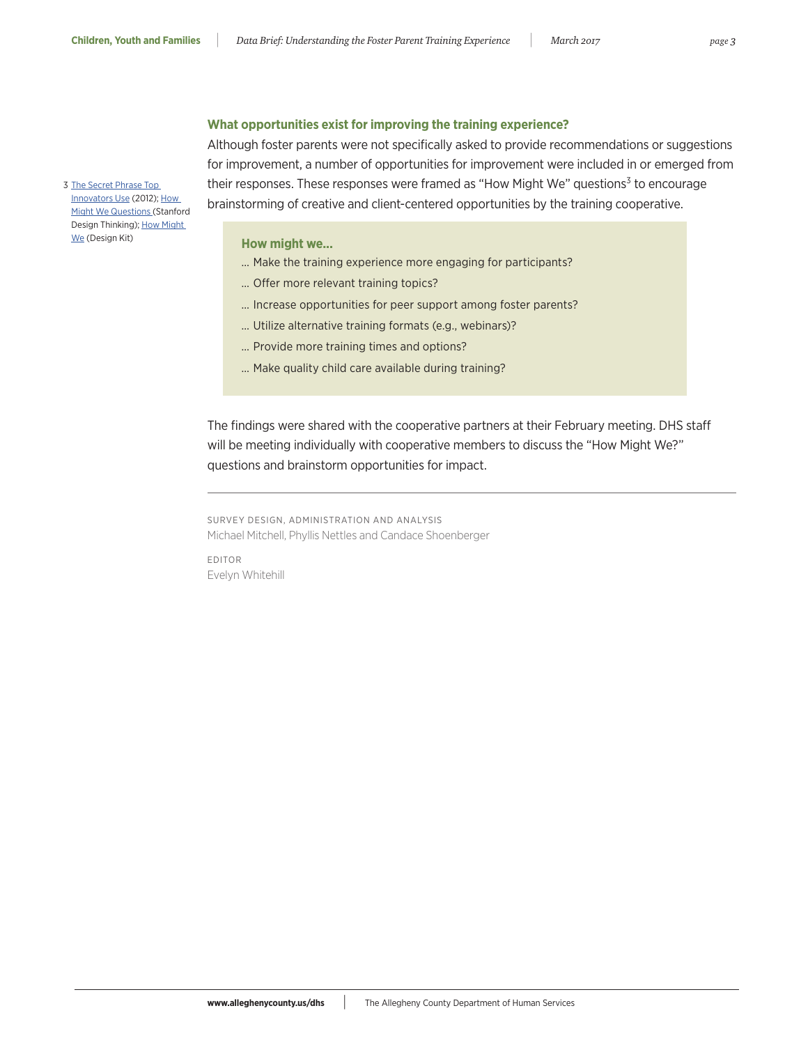### What opportunities exist for improving the training experience?

Although foster parents were not specifically asked to provide recommendations or suggestions for improvement, a number of opportunities for improvement were included in or emerged from their responses. These responses were framed as "How Might We" questions[3] to encourage brainstorming of creative and client-centered opportunities by the training cooperative.

> **How might we...**
>
> ... Make the training experience more engaging for participants?
>
> ... Offer more relevant training topics?
>
> ... Increase opportunities for peer support among foster parents?
>
> ... Utilize alternative training formats (e.g., webinars)?
>
> ... Provide more training times and options?
>
> ... Make quality child care available during training?

The findings were shared with the cooperative partners at their February meeting. DHS staff will be meeting individually with cooperative members to discuss the "How Might We?" questions and brainstorm opportunities for impact.

---

SURVEY DESIGN, ADMINISTRATION AND ANALYSIS
Michael Mitchell, Phyllis Nettles and Candace Shoenberger

EDITOR
Evelyn Whitehill

3 The Secret Phrase Top Innovators Use (2012); How Might We Questions (Stanford Design Thinking); How Might We (Design Kit)